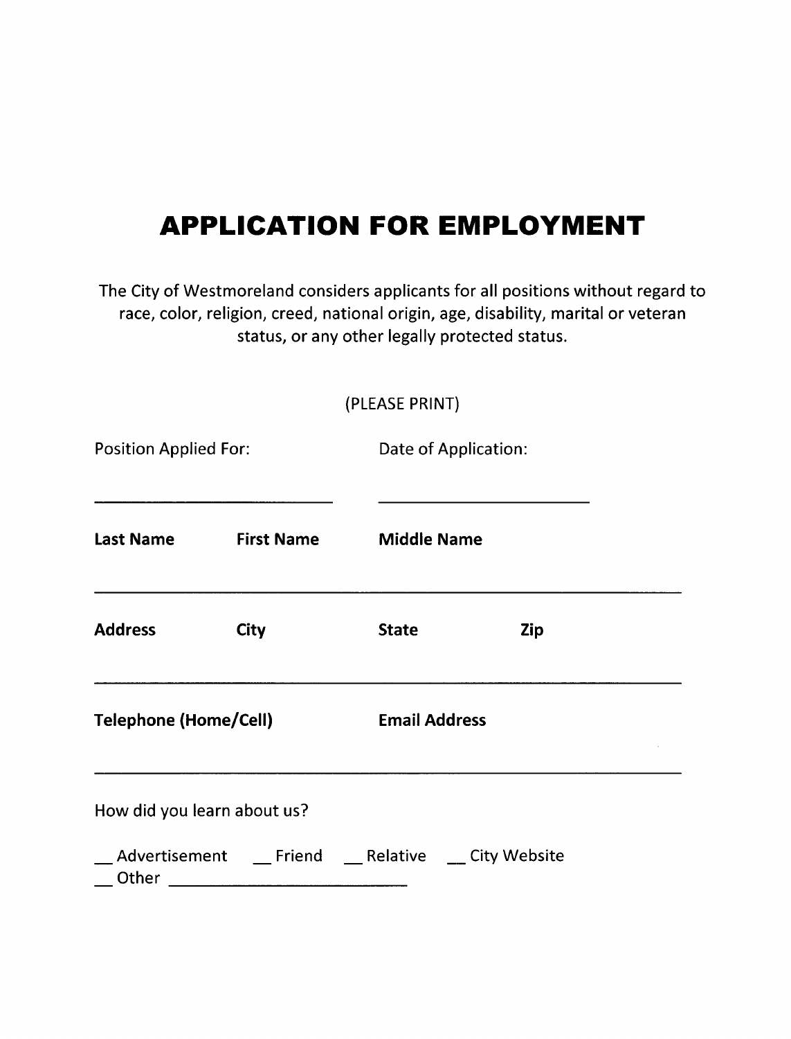# APPLICATION FOR EMPLOYMENT

The City of Westmoreland considers applicants for all positions without regard to race, color, religion, creed, national origin, age, disability, marital or veteran status, or any other legally protected status.

(PLEASE PRINT)

Position Applied For: ____________________________ Date of Application: ________________________

**Last Name** **First Name** **Middle Name**

______________________________________________________________________

**Address** **City** **State** **Zip**

______________________________________________________________________

**Telephone (Home/Cell)** **Email Address**

______________________________________________________________________

How did you learn about us?

__ Advertisement __ Friend __ Relative __ City Website
__ Other ____________________________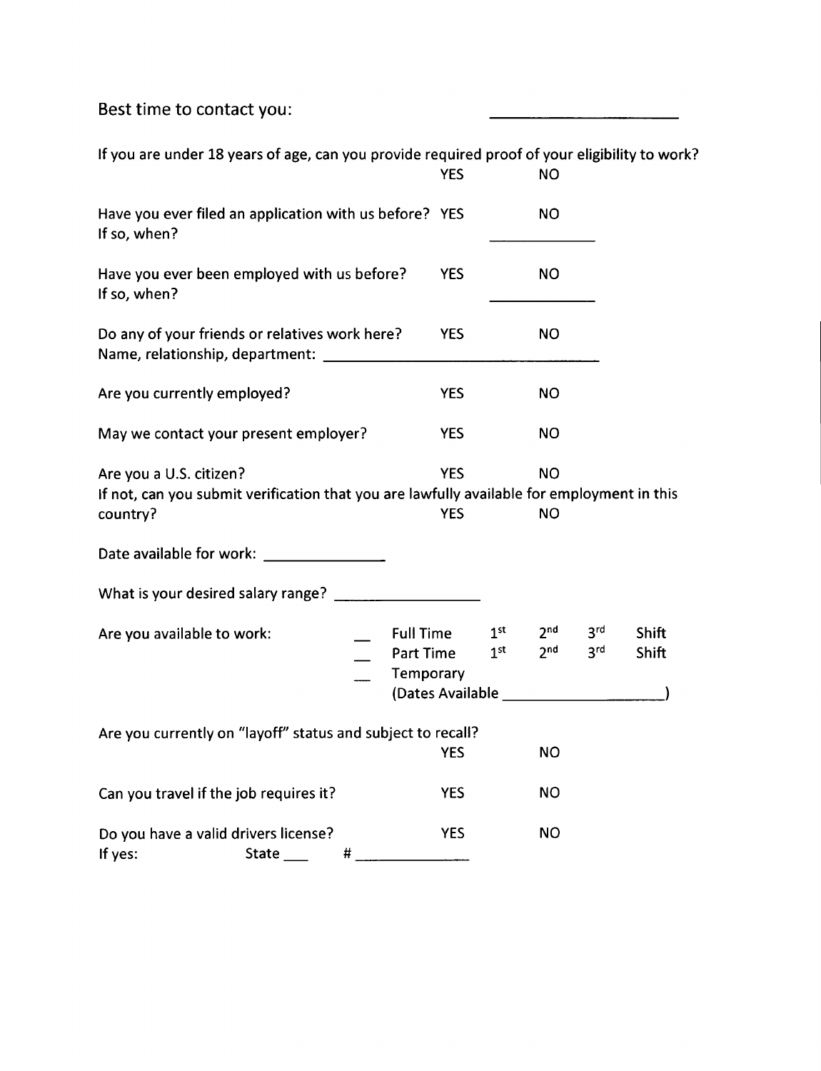Best time to contact you: ____________________

If you are under 18 years of age, can you provide required proof of your eligibility to work?
YES NO

Have you ever filed an application with us before? YES NO
If so, when? ____________

Have you ever been employed with us before? YES NO
If so, when? ____________

Do any of your friends or relatives work here? YES NO
Name, relationship, department: ______________________________

Are you currently employed? YES NO

May we contact your present employer? YES NO

Are you a U.S. citizen? YES NO
If not, can you submit verification that you are lawfully available for employment in this country? YES NO

Date available for work: ______________

What is your desired salary range? _________________

Are you available to work:

- __ Full Time 1st 2nd 3rd Shift
- __ Part Time 1st 2nd 3rd Shift
- __ Temporary
  (Dates Available ____________________)

Are you currently on "layoff" status and subject to recall?
YES NO

Can you travel if the job requires it? YES NO

Do you have a valid drivers license? YES NO
If yes: State ___ # _____________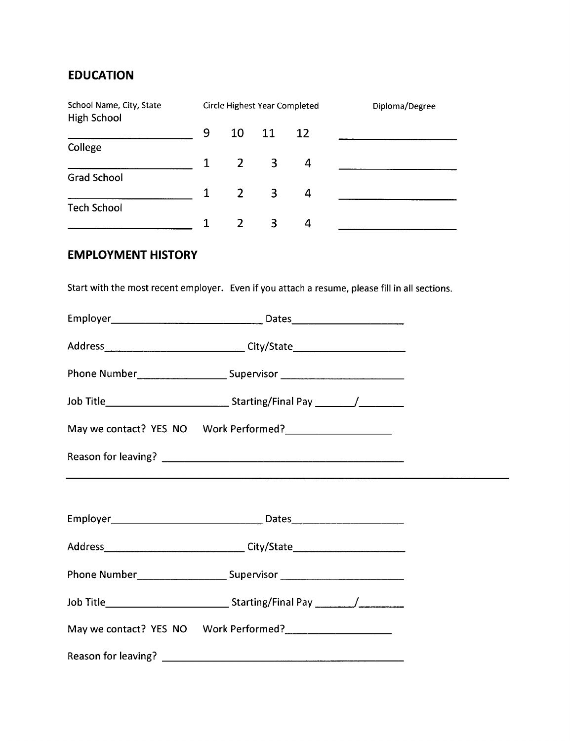## EDUCATION

| School Name, City, State | Circle Highest Year Completed | | | | Diploma/Degree |
|---|---|---|---|---|---|
| High School ____________________ | 9 | 10 | 11 | 12 | ____________________ |
| College ____________________ | 1 | 2 | 3 | 4 | ____________________ |
| Grad School ____________________ | 1 | 2 | 3 | 4 | ____________________ |
| Tech School ____________________ | 1 | 2 | 3 | 4 | ____________________ |

## EMPLOYMENT HISTORY

Start with the most recent employer. Even if you attach a resume, please fill in all sections.

Employer___________________________ Dates____________________

Address_________________________ City/State____________________

Phone Number________________ Supervisor ______________________

Job Title______________________ Starting/Final Pay _______/________

May we contact? YES NO Work Performed?___________________

Reason for leaving? ___________________________________________

---

Employer___________________________ Dates____________________

Address_________________________ City/State____________________

Phone Number________________ Supervisor ______________________

Job Title______________________ Starting/Final Pay _______/________

May we contact? YES NO Work Performed?___________________

Reason for leaving? ___________________________________________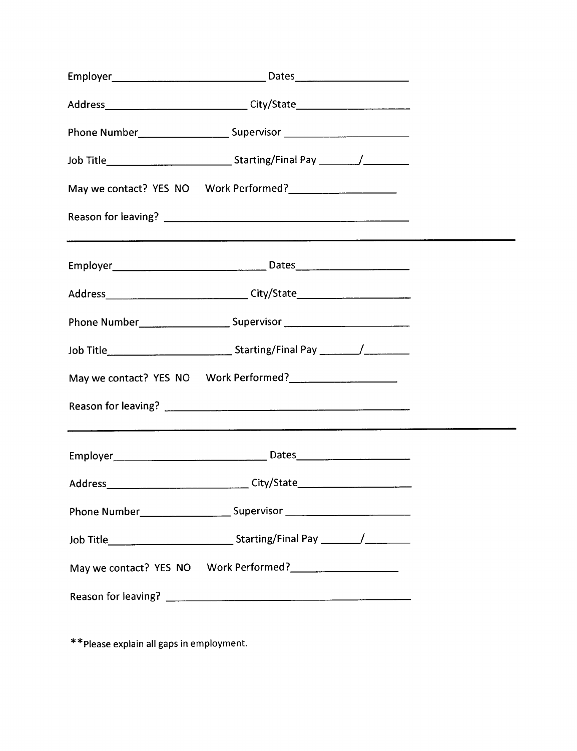Employer__________________________ Dates__________________

Address________________________ City/State__________________

Phone Number________________ Supervisor ____________________

Job Title______________________ Starting/Final Pay _______/________

May we contact? YES NO Work Performed?__________________

Reason for leaving? ________________________________________

---

Employer__________________________ Dates__________________

Address________________________ City/State__________________

Phone Number________________ Supervisor ____________________

Job Title______________________ Starting/Final Pay _______/________

May we contact? YES NO Work Performed?__________________

Reason for leaving? ________________________________________

---

Employer__________________________ Dates__________________

Address________________________ City/State__________________

Phone Number________________ Supervisor ____________________

Job Title______________________ Starting/Final Pay _______/________

May we contact? YES NO Work Performed?__________________

Reason for leaving? ________________________________________

**Please explain all gaps in employment.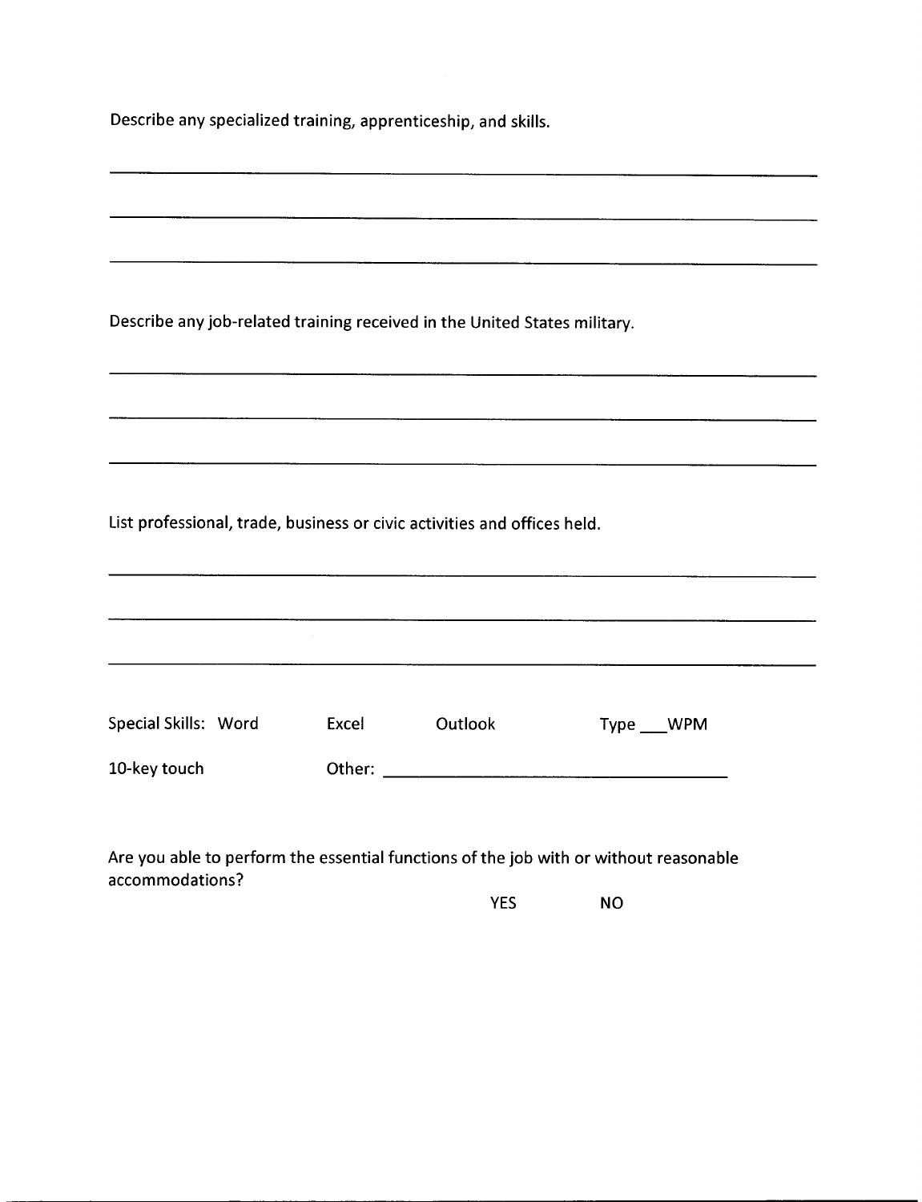Describe any specialized training, apprenticeship, and skills.

\_\_\_\_\_\_\_\_\_\_\_\_\_\_\_\_\_\_\_\_\_\_\_\_\_\_\_\_\_\_\_\_\_\_\_\_\_\_\_\_\_\_\_\_\_\_\_\_\_\_\_\_\_\_\_\_\_\_\_\_\_\_\_\_\_\_\_\_\_\_\_\_

\_\_\_\_\_\_\_\_\_\_\_\_\_\_\_\_\_\_\_\_\_\_\_\_\_\_\_\_\_\_\_\_\_\_\_\_\_\_\_\_\_\_\_\_\_\_\_\_\_\_\_\_\_\_\_\_\_\_\_\_\_\_\_\_\_\_\_\_\_\_\_\_

\_\_\_\_\_\_\_\_\_\_\_\_\_\_\_\_\_\_\_\_\_\_\_\_\_\_\_\_\_\_\_\_\_\_\_\_\_\_\_\_\_\_\_\_\_\_\_\_\_\_\_\_\_\_\_\_\_\_\_\_\_\_\_\_\_\_\_\_\_\_\_\_

Describe any job-related training received in the United States military.

\_\_\_\_\_\_\_\_\_\_\_\_\_\_\_\_\_\_\_\_\_\_\_\_\_\_\_\_\_\_\_\_\_\_\_\_\_\_\_\_\_\_\_\_\_\_\_\_\_\_\_\_\_\_\_\_\_\_\_\_\_\_\_\_\_\_\_\_\_\_\_\_

\_\_\_\_\_\_\_\_\_\_\_\_\_\_\_\_\_\_\_\_\_\_\_\_\_\_\_\_\_\_\_\_\_\_\_\_\_\_\_\_\_\_\_\_\_\_\_\_\_\_\_\_\_\_\_\_\_\_\_\_\_\_\_\_\_\_\_\_\_\_\_\_

\_\_\_\_\_\_\_\_\_\_\_\_\_\_\_\_\_\_\_\_\_\_\_\_\_\_\_\_\_\_\_\_\_\_\_\_\_\_\_\_\_\_\_\_\_\_\_\_\_\_\_\_\_\_\_\_\_\_\_\_\_\_\_\_\_\_\_\_\_\_\_\_

List professional, trade, business or civic activities and offices held.

\_\_\_\_\_\_\_\_\_\_\_\_\_\_\_\_\_\_\_\_\_\_\_\_\_\_\_\_\_\_\_\_\_\_\_\_\_\_\_\_\_\_\_\_\_\_\_\_\_\_\_\_\_\_\_\_\_\_\_\_\_\_\_\_\_\_\_\_\_\_\_\_

\_\_\_\_\_\_\_\_\_\_\_\_\_\_\_\_\_\_\_\_\_\_\_\_\_\_\_\_\_\_\_\_\_\_\_\_\_\_\_\_\_\_\_\_\_\_\_\_\_\_\_\_\_\_\_\_\_\_\_\_\_\_\_\_\_\_\_\_\_\_\_\_

\_\_\_\_\_\_\_\_\_\_\_\_\_\_\_\_\_\_\_\_\_\_\_\_\_\_\_\_\_\_\_\_\_\_\_\_\_\_\_\_\_\_\_\_\_\_\_\_\_\_\_\_\_\_\_\_\_\_\_\_\_\_\_\_\_\_\_\_\_\_\_\_

Special Skills: Word Excel Outlook Type \_\_\_WPM

10-key touch Other: \_\_\_\_\_\_\_\_\_\_\_\_\_\_\_\_\_\_\_\_\_\_\_\_\_\_\_\_\_\_\_\_\_\_\_\_

Are you able to perform the essential functions of the job with or without reasonable accommodations?

YES NO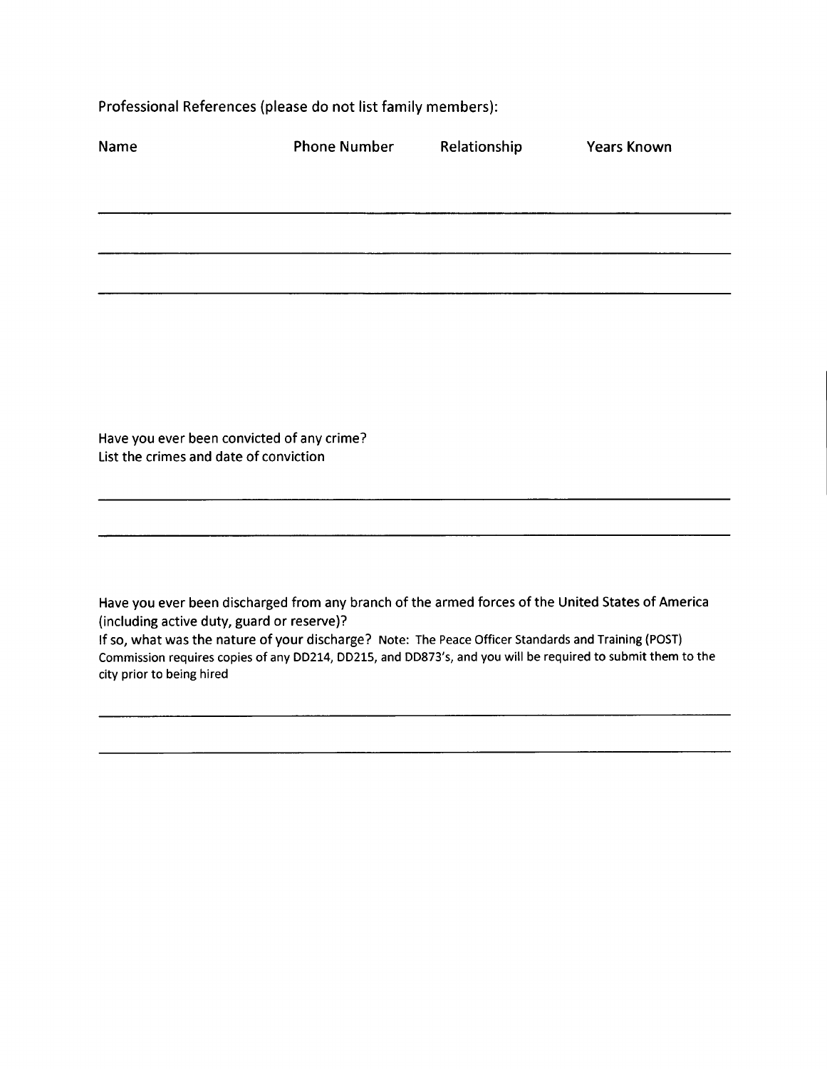Professional References (please do not list family members):

| Name | Phone Number | Relationship | Years Known |
| --- | --- | --- | --- |
| | | | |
| | | | |
| | | | |

Have you ever been convicted of any crime?
List the crimes and date of conviction

\_\_\_\_\_\_\_\_\_\_\_\_\_\_\_\_\_\_\_\_\_\_\_\_\_\_\_\_\_\_\_\_\_\_\_\_\_\_\_\_\_\_\_\_\_\_\_\_\_\_\_\_\_\_\_\_\_\_\_\_

\_\_\_\_\_\_\_\_\_\_\_\_\_\_\_\_\_\_\_\_\_\_\_\_\_\_\_\_\_\_\_\_\_\_\_\_\_\_\_\_\_\_\_\_\_\_\_\_\_\_\_\_\_\_\_\_\_\_\_\_

Have you ever been discharged from any branch of the armed forces of the United States of America (including active duty, guard or reserve)?
If so, what was the nature of your discharge? Note: The Peace Officer Standards and Training (POST) Commission requires copies of any DD214, DD215, and DD873's, and you will be required to submit them to the city prior to being hired

\_\_\_\_\_\_\_\_\_\_\_\_\_\_\_\_\_\_\_\_\_\_\_\_\_\_\_\_\_\_\_\_\_\_\_\_\_\_\_\_\_\_\_\_\_\_\_\_\_\_\_\_\_\_\_\_\_\_\_\_

\_\_\_\_\_\_\_\_\_\_\_\_\_\_\_\_\_\_\_\_\_\_\_\_\_\_\_\_\_\_\_\_\_\_\_\_\_\_\_\_\_\_\_\_\_\_\_\_\_\_\_\_\_\_\_\_\_\_\_\_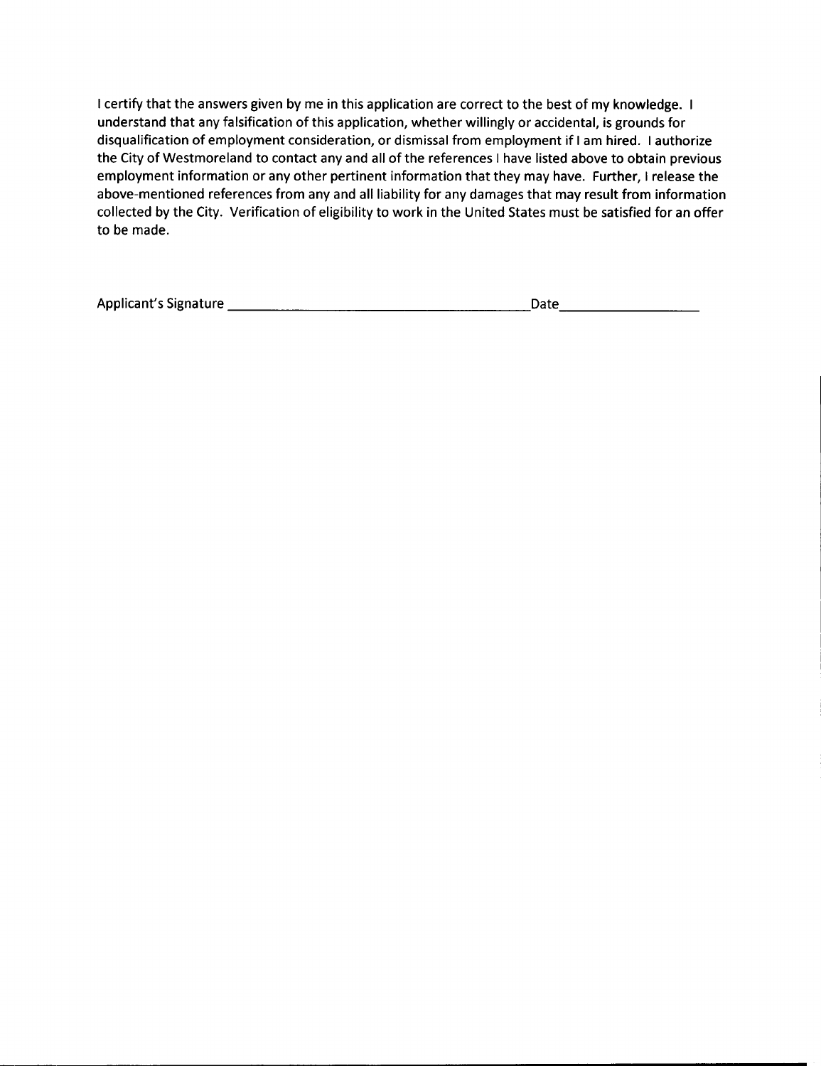I certify that the answers given by me in this application are correct to the best of my knowledge. I understand that any falsification of this application, whether willingly or accidental, is grounds for disqualification of employment consideration, or dismissal from employment if I am hired. I authorize the City of Westmoreland to contact any and all of the references I have listed above to obtain previous employment information or any other pertinent information that they may have. Further, I release the above-mentioned references from any and all liability for any damages that may result from information collected by the City. Verification of eligibility to work in the United States must be satisfied for an offer to be made.

Applicant's Signature ________________________________________ Date__________________